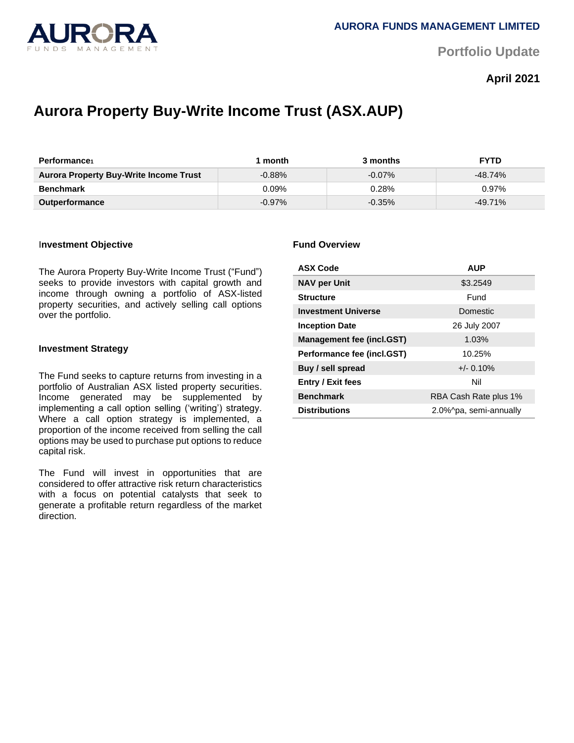AURORA FUNDS MANAGEMENT LIMITED

Portfolio Update

**April 2021**

# Aurora Property Buy-Write Income Trust (ASX.AUP)

| Performance[1] | 1 month | 3 months | FYTD |
|---|---|---|---|
| **Aurora Property Buy-Write Income Trust** | -0.88% | -0.07% | -48.74% |
| **Benchmark** | 0.09% | 0.28% | 0.97% |
| **Outperformance** | -0.97% | -0.35% | -49.71% |

### Investment Objective

The Aurora Property Buy-Write Income Trust ("Fund") seeks to provide investors with capital growth and income through owning a portfolio of ASX-listed property securities, and actively selling call options over the portfolio.

### Investment Strategy

The Fund seeks to capture returns from investing in a portfolio of Australian ASX listed property securities. Income generated may be supplemented by implementing a call option selling ('writing') strategy. Where a call option strategy is implemented, a proportion of the income received from selling the call options may be used to purchase put options to reduce capital risk.

The Fund will invest in opportunities that are considered to offer attractive risk return characteristics with a focus on potential catalysts that seek to generate a profitable return regardless of the market direction.

### Fund Overview

| ASX Code | AUP |
|---|---|
| **NAV per Unit** | $3.2549 |
| **Structure** | Fund |
| **Investment Universe** | Domestic |
| **Inception Date** | 26 July 2007 |
| **Management fee (incl.GST)** | 1.03% |
| **Performance fee (incl.GST)** | 10.25% |
| **Buy / sell spread** | +/- 0.10% |
| **Entry / Exit fees** | Nil |
| **Benchmark** | RBA Cash Rate plus 1% |
| **Distributions** | 2.0%^pa, semi-annually |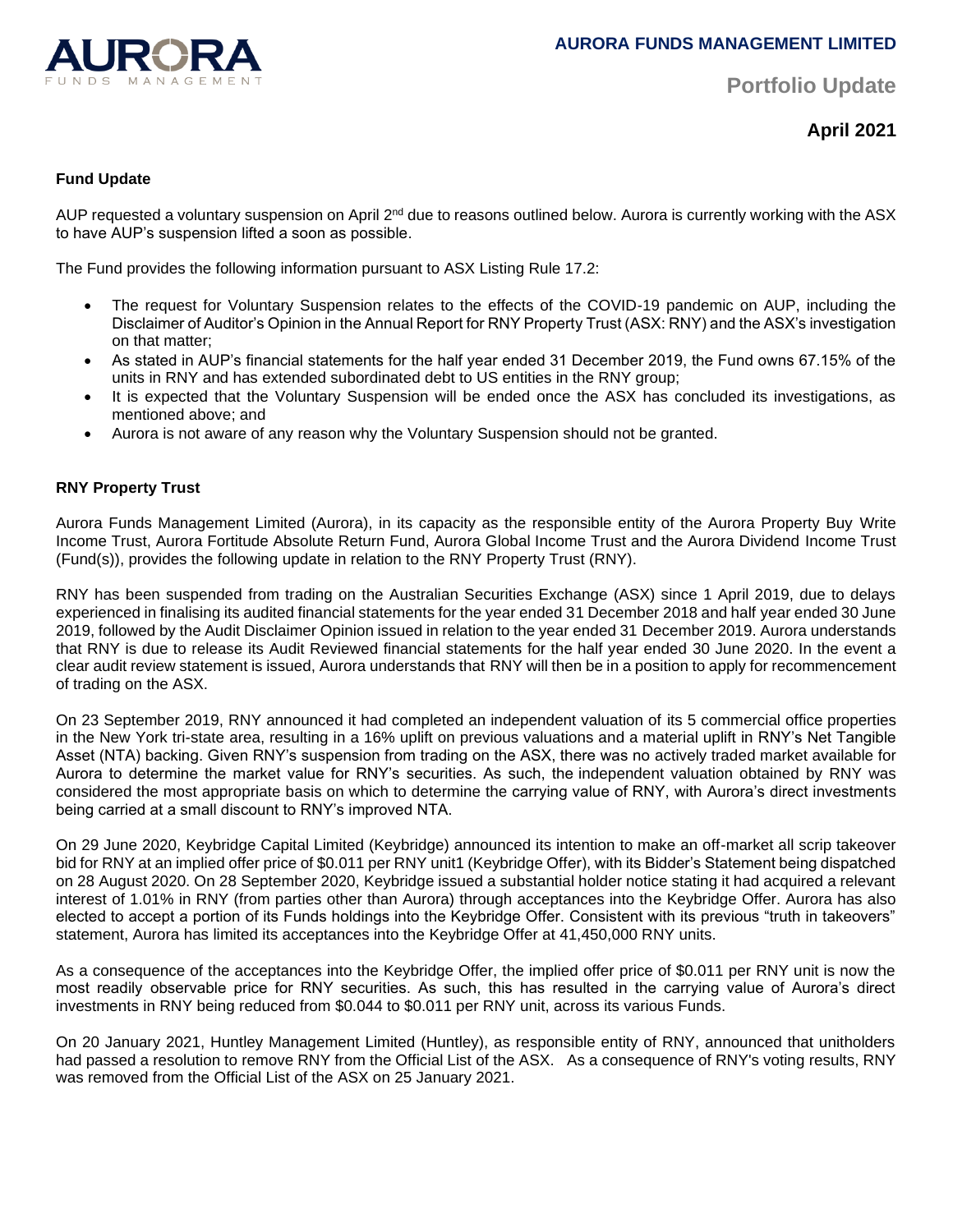# AURORA FUNDS MANAGEMENT LIMITED

## Portfolio Update

### April 2021

**Fund Update**

AUP requested a voluntary suspension on April 2nd due to reasons outlined below. Aurora is currently working with the ASX to have AUP's suspension lifted a soon as possible.

The Fund provides the following information pursuant to ASX Listing Rule 17.2:

- The request for Voluntary Suspension relates to the effects of the COVID-19 pandemic on AUP, including the Disclaimer of Auditor's Opinion in the Annual Report for RNY Property Trust (ASX: RNY) and the ASX's investigation on that matter;
- As stated in AUP's financial statements for the half year ended 31 December 2019, the Fund owns 67.15% of the units in RNY and has extended subordinated debt to US entities in the RNY group;
- It is expected that the Voluntary Suspension will be ended once the ASX has concluded its investigations, as mentioned above; and
- Aurora is not aware of any reason why the Voluntary Suspension should not be granted.

**RNY Property Trust**

Aurora Funds Management Limited (Aurora), in its capacity as the responsible entity of the Aurora Property Buy Write Income Trust, Aurora Fortitude Absolute Return Fund, Aurora Global Income Trust and the Aurora Dividend Income Trust (Fund(s)), provides the following update in relation to the RNY Property Trust (RNY).

RNY has been suspended from trading on the Australian Securities Exchange (ASX) since 1 April 2019, due to delays experienced in finalising its audited financial statements for the year ended 31 December 2018 and half year ended 30 June 2019, followed by the Audit Disclaimer Opinion issued in relation to the year ended 31 December 2019. Aurora understands that RNY is due to release its Audit Reviewed financial statements for the half year ended 30 June 2020. In the event a clear audit review statement is issued, Aurora understands that RNY will then be in a position to apply for recommencement of trading on the ASX.

On 23 September 2019, RNY announced it had completed an independent valuation of its 5 commercial office properties in the New York tri-state area, resulting in a 16% uplift on previous valuations and a material uplift in RNY's Net Tangible Asset (NTA) backing. Given RNY's suspension from trading on the ASX, there was no actively traded market available for Aurora to determine the market value for RNY's securities. As such, the independent valuation obtained by RNY was considered the most appropriate basis on which to determine the carrying value of RNY, with Aurora's direct investments being carried at a small discount to RNY's improved NTA.

On 29 June 2020, Keybridge Capital Limited (Keybridge) announced its intention to make an off-market all scrip takeover bid for RNY at an implied offer price of $0.011 per RNY unit1 (Keybridge Offer), with its Bidder's Statement being dispatched on 28 August 2020. On 28 September 2020, Keybridge issued a substantial holder notice stating it had acquired a relevant interest of 1.01% in RNY (from parties other than Aurora) through acceptances into the Keybridge Offer. Aurora has also elected to accept a portion of its Funds holdings into the Keybridge Offer. Consistent with its previous "truth in takeovers" statement, Aurora has limited its acceptances into the Keybridge Offer at 41,450,000 RNY units.

As a consequence of the acceptances into the Keybridge Offer, the implied offer price of $0.011 per RNY unit is now the most readily observable price for RNY securities. As such, this has resulted in the carrying value of Aurora's direct investments in RNY being reduced from $0.044 to $0.011 per RNY unit, across its various Funds.

On 20 January 2021, Huntley Management Limited (Huntley), as responsible entity of RNY, announced that unitholders had passed a resolution to remove RNY from the Official List of the ASX. As a consequence of RNY's voting results, RNY was removed from the Official List of the ASX on 25 January 2021.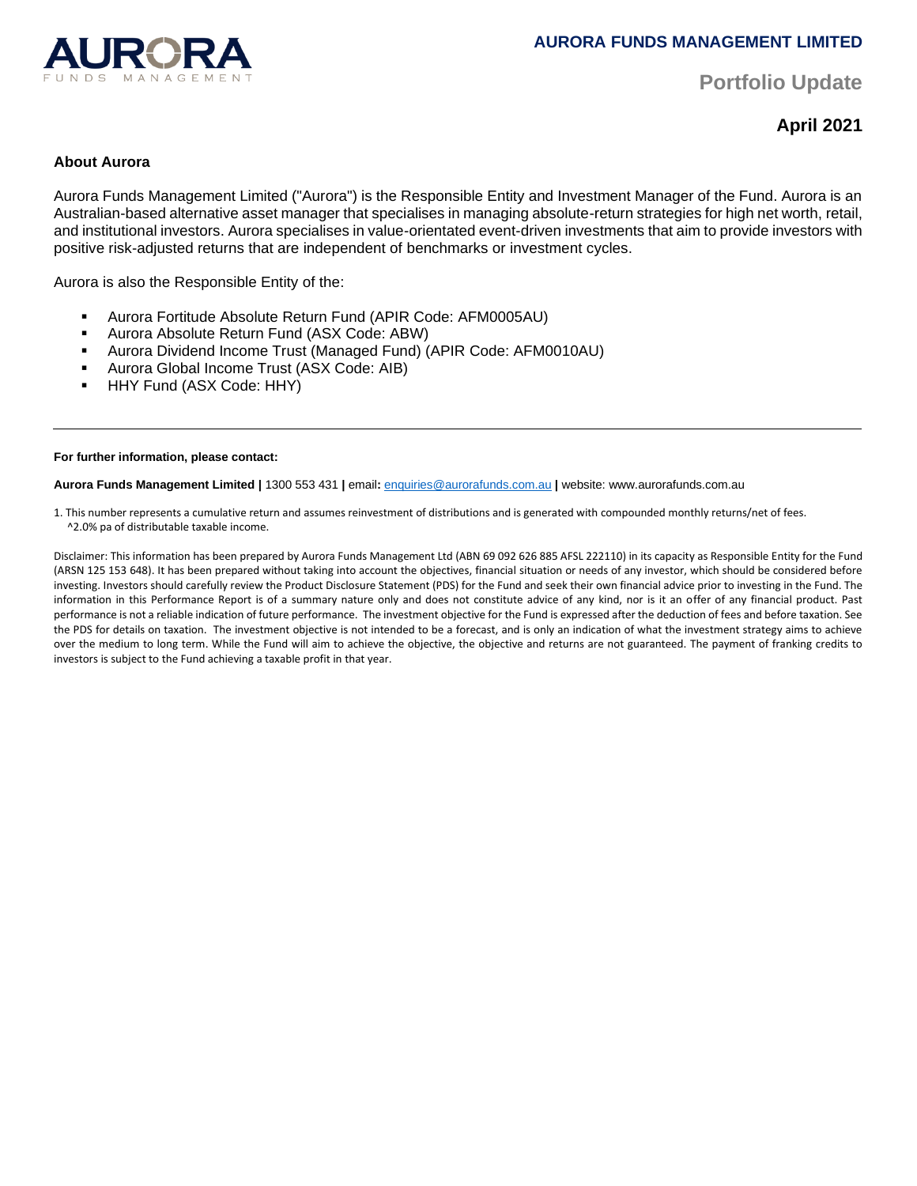## About Aurora

Aurora Funds Management Limited ("Aurora") is the Responsible Entity and Investment Manager of the Fund. Aurora is an Australian-based alternative asset manager that specialises in managing absolute-return strategies for high net worth, retail, and institutional investors. Aurora specialises in value-orientated event-driven investments that aim to provide investors with positive risk-adjusted returns that are independent of benchmarks or investment cycles.

Aurora is also the Responsible Entity of the:

- Aurora Fortitude Absolute Return Fund (APIR Code: AFM0005AU)
- Aurora Absolute Return Fund (ASX Code: ABW)
- Aurora Dividend Income Trust (Managed Fund) (APIR Code: AFM0010AU)
- Aurora Global Income Trust (ASX Code: AIB)
- HHY Fund (ASX Code: HHY)

---

**For further information, please contact:**

**Aurora Funds Management Limited |** 1300 553 431 **|** email**:** enquiries@aurorafunds.com.au **|** website: www.aurorafunds.com.au

1. This number represents a cumulative return and assumes reinvestment of distributions and is generated with compounded monthly returns/net of fees.
^2.0% pa of distributable taxable income.

Disclaimer: This information has been prepared by Aurora Funds Management Ltd (ABN 69 092 626 885 AFSL 222110) in its capacity as Responsible Entity for the Fund (ARSN 125 153 648). It has been prepared without taking into account the objectives, financial situation or needs of any investor, which should be considered before investing. Investors should carefully review the Product Disclosure Statement (PDS) for the Fund and seek their own financial advice prior to investing in the Fund. The information in this Performance Report is of a summary nature only and does not constitute advice of any kind, nor is it an offer of any financial product. Past performance is not a reliable indication of future performance. The investment objective for the Fund is expressed after the deduction of fees and before taxation. See the PDS for details on taxation. The investment objective is not intended to be a forecast, and is only an indication of what the investment strategy aims to achieve over the medium to long term. While the Fund will aim to achieve the objective, the objective and returns are not guaranteed. The payment of franking credits to investors is subject to the Fund achieving a taxable profit in that year.